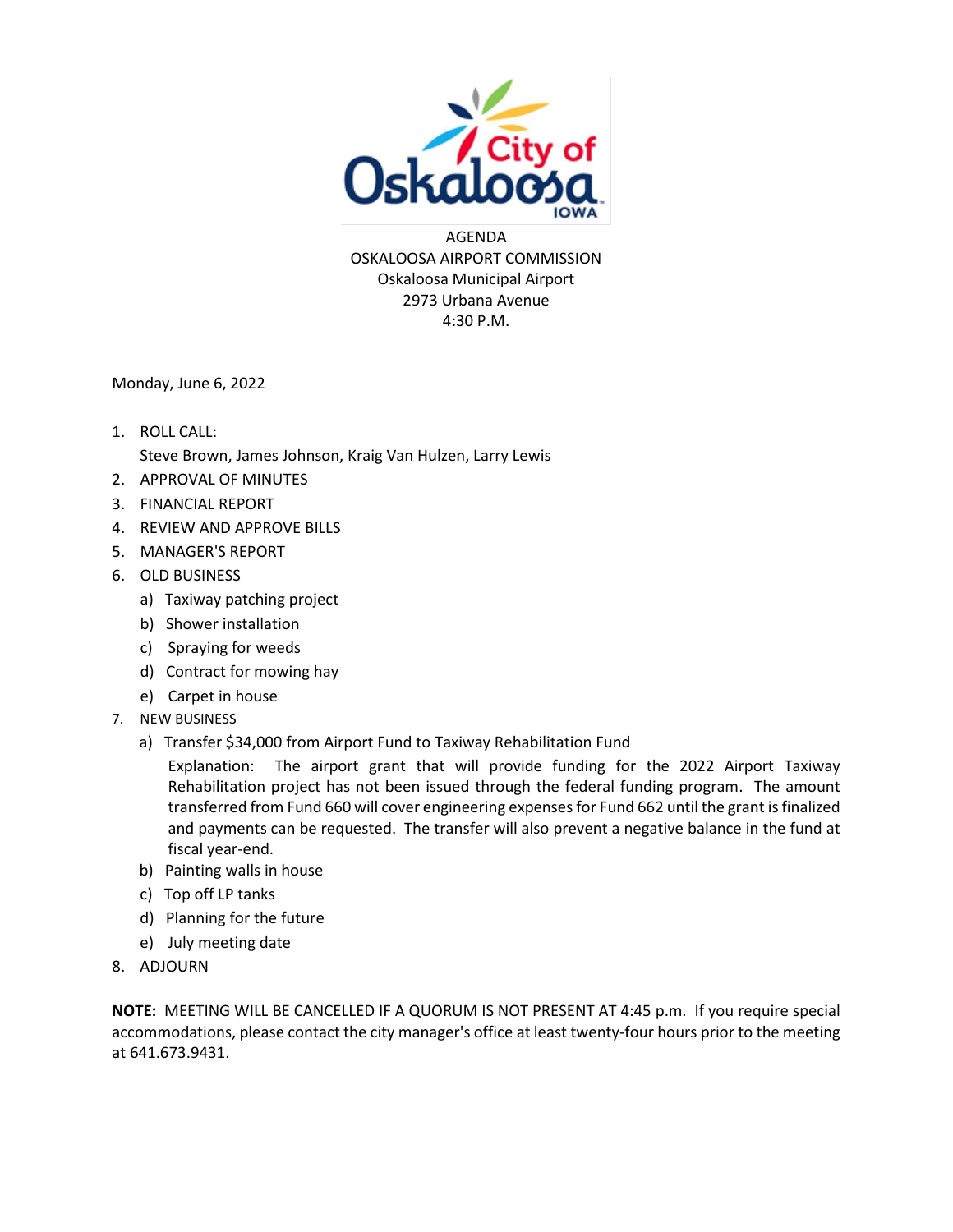AGENDA
OSKALOOSA AIRPORT COMMISSION
Oskaloosa Municipal Airport
2973 Urbana Avenue
4:30 P.M.

Monday, June 6, 2022

1. ROLL CALL:
   Steve Brown, James Johnson, Kraig Van Hulzen, Larry Lewis
2. APPROVAL OF MINUTES
3. FINANCIAL REPORT
4. REVIEW AND APPROVE BILLS
5. MANAGER'S REPORT
6. OLD BUSINESS
   a) Taxiway patching project
   b) Shower installation
   c) Spraying for weeds
   d) Contract for mowing hay
   e) Carpet in house
7. NEW BUSINESS
   a) Transfer $34,000 from Airport Fund to Taxiway Rehabilitation Fund
      Explanation: The airport grant that will provide funding for the 2022 Airport Taxiway Rehabilitation project has not been issued through the federal funding program. The amount transferred from Fund 660 will cover engineering expenses for Fund 662 until the grant is finalized and payments can be requested. The transfer will also prevent a negative balance in the fund at fiscal year-end.
   b) Painting walls in house
   c) Top off LP tanks
   d) Planning for the future
   e) July meeting date
8. ADJOURN

**NOTE:** MEETING WILL BE CANCELLED IF A QUORUM IS NOT PRESENT AT 4:45 p.m. If you require special accommodations, please contact the city manager's office at least twenty-four hours prior to the meeting at 641.673.9431.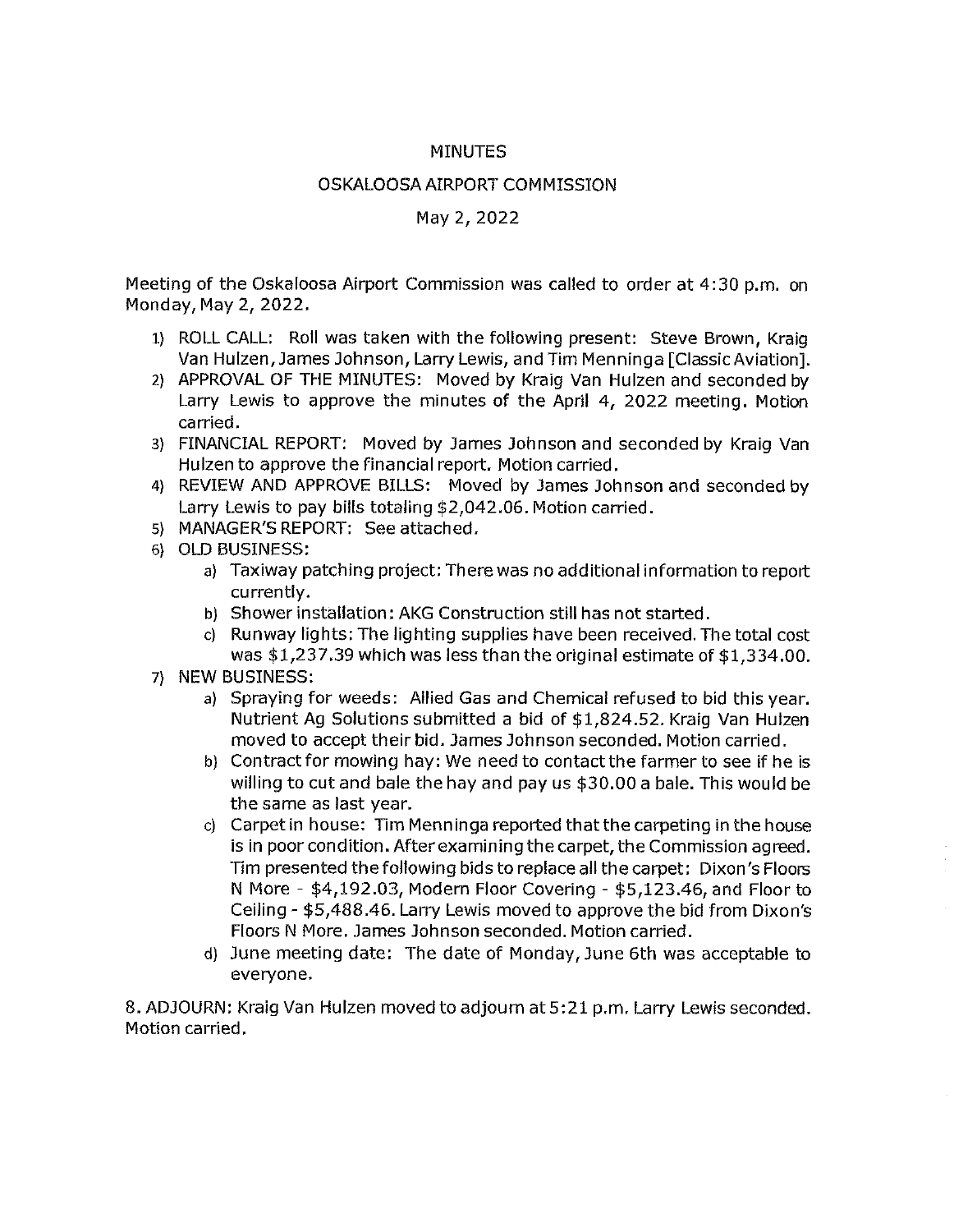MINUTES

OSKALOOSA AIRPORT COMMISSION

May 2, 2022

Meeting of the Oskaloosa Airport Commission was called to order at 4:30 p.m. on Monday, May 2, 2022.

1) ROLL CALL: Roll was taken with the following present: Steve Brown, Kraig Van Hulzen, James Johnson, Larry Lewis, and Tim Menninga [Classic Aviation].
2) APPROVAL OF THE MINUTES: Moved by Kraig Van Hulzen and seconded by Larry Lewis to approve the minutes of the April 4, 2022 meeting. Motion carried.
3) FINANCIAL REPORT: Moved by James Johnson and seconded by Kraig Van Hulzen to approve the financial report. Motion carried.
4) REVIEW AND APPROVE BILLS: Moved by James Johnson and seconded by Larry Lewis to pay bills totaling $2,042.06. Motion carried.
5) MANAGER'S REPORT: See attached.
6) OLD BUSINESS:
   a) Taxiway patching project: There was no additional information to report currently.
   b) Shower installation: AKG Construction still has not started.
   c) Runway lights: The lighting supplies have been received. The total cost was $1,237.39 which was less than the original estimate of $1,334.00.
7) NEW BUSINESS:
   a) Spraying for weeds: Allied Gas and Chemical refused to bid this year. Nutrient Ag Solutions submitted a bid of $1,824.52. Kraig Van Hulzen moved to accept their bid. James Johnson seconded. Motion carried.
   b) Contract for mowing hay: We need to contact the farmer to see if he is willing to cut and bale the hay and pay us $30.00 a bale. This would be the same as last year.
   c) Carpet in house: Tim Menninga reported that the carpeting in the house is in poor condition. After examining the carpet, the Commission agreed. Tim presented the following bids to replace all the carpet: Dixon's Floors N More - $4,192.03, Modern Floor Covering - $5,123.46, and Floor to Ceiling - $5,488.46. Larry Lewis moved to approve the bid from Dixon's Floors N More. James Johnson seconded. Motion carried.
   d) June meeting date: The date of Monday, June 6th was acceptable to everyone.

8. ADJOURN: Kraig Van Hulzen moved to adjourn at 5:21 p.m. Larry Lewis seconded. Motion carried.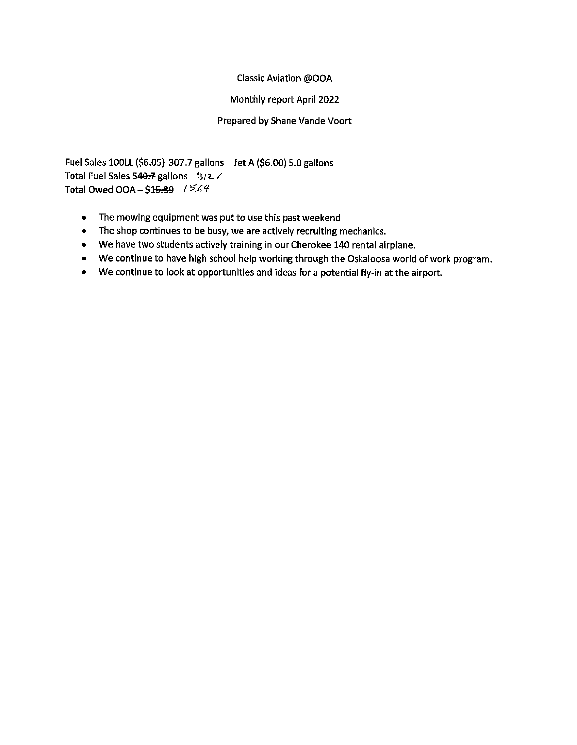Classic Aviation @OOA

Monthly report April 2022

Prepared by Shane Vande Voort

Fuel Sales 100LL ($6.05) 307.7 gallons Jet A ($6.00) 5.0 gallons
Total Fuel Sales ~~540.7~~ gallons 312.7
Total Owed OOA – $~~15.39~~ 15.64

- The mowing equipment was put to use this past weekend
- The shop continues to be busy, we are actively recruiting mechanics.
- We have two students actively training in our Cherokee 140 rental airplane.
- We continue to have high school help working through the Oskaloosa world of work program.
- We continue to look at opportunities and ideas for a potential fly-in at the airport.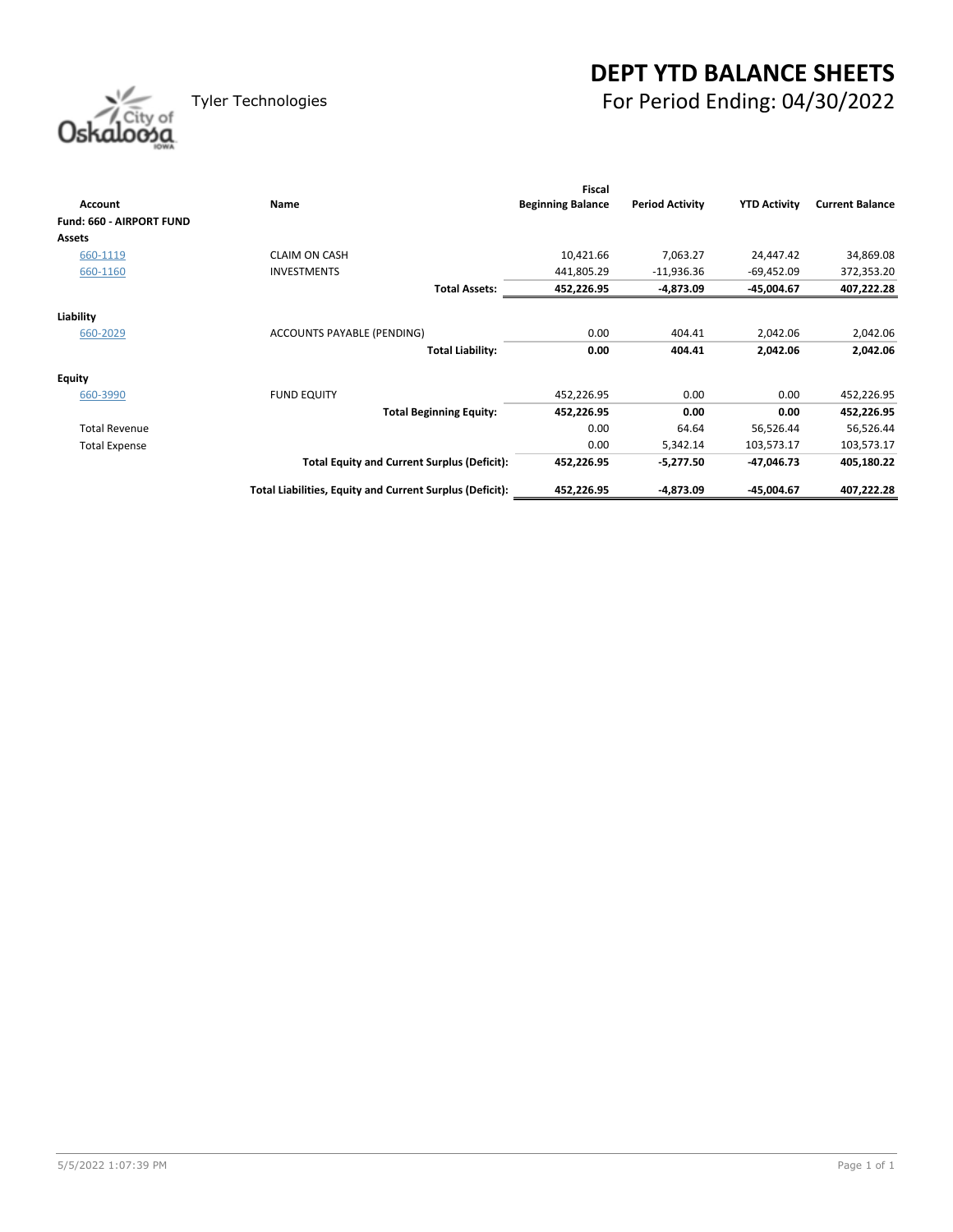Tyler Technologies

# DEPT YTD BALANCE SHEETS

## For Period Ending: 04/30/2022

| Account | Name | Fiscal Beginning Balance | Period Activity | YTD Activity | Current Balance |
|---|---|---|---|---|---|
| **Fund: 660 - AIRPORT FUND** | | | | | |
| **Assets** | | | | | |
| 660-1119 | CLAIM ON CASH | 10,421.66 | 7,063.27 | 24,447.42 | 34,869.08 |
| 660-1160 | INVESTMENTS | 441,805.29 | -11,936.36 | -69,452.09 | 372,353.20 |
| | **Total Assets:** | **452,226.95** | **-4,873.09** | **-45,004.67** | **407,222.28** |
| **Liability** | | | | | |
| 660-2029 | ACCOUNTS PAYABLE (PENDING) | 0.00 | 404.41 | 2,042.06 | 2,042.06 |
| | **Total Liability:** | **0.00** | **404.41** | **2,042.06** | **2,042.06** |
| **Equity** | | | | | |
| 660-3990 | FUND EQUITY | 452,226.95 | 0.00 | 0.00 | 452,226.95 |
| | **Total Beginning Equity:** | **452,226.95** | **0.00** | **0.00** | **452,226.95** |
| Total Revenue | | 0.00 | 64.64 | 56,526.44 | 56,526.44 |
| Total Expense | | 0.00 | 5,342.14 | 103,573.17 | 103,573.17 |
| | **Total Equity and Current Surplus (Deficit):** | **452,226.95** | **-5,277.50** | **-47,046.73** | **405,180.22** |
| | **Total Liabilities, Equity and Current Surplus (Deficit):** | **452,226.95** | **-4,873.09** | **-45,004.67** | **407,222.28** |

5/5/2022 1:07:39 PM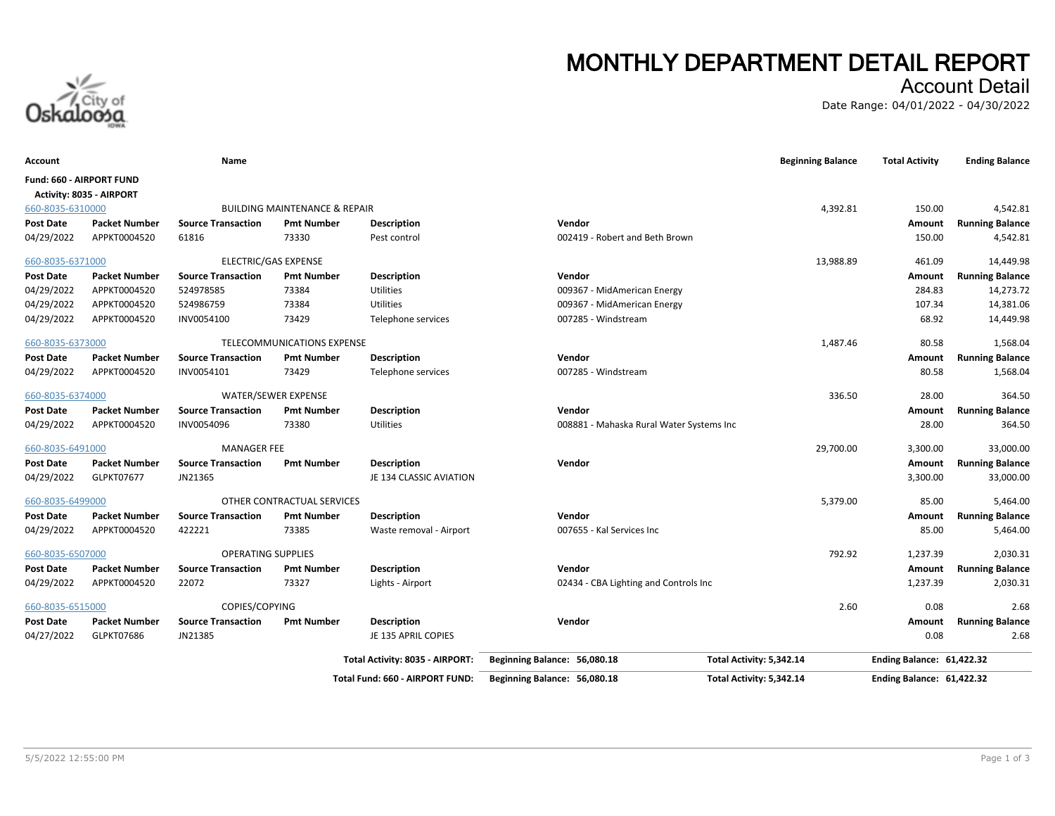# MONTHLY DEPARTMENT DETAIL REPORT

## Account Detail

Date Range: 04/01/2022 - 04/30/2022

| Account | | Name | | | | Beginning Balance | Total Activity | Ending Balance |
|---|---|---|---|---|---|---|---|---|
| **Fund: 660 - AIRPORT FUND** | | | | | | | | |
| **Activity: 8035 - AIRPORT** | | | | | | | | |
| 660-8035-6310000 | | BUILDING MAINTENANCE & REPAIR | | | | 4,392.81 | 150.00 | 4,542.81 |
| **Post Date** | **Packet Number** | **Source Transaction** | **Pmt Number** | **Description** | **Vendor** | | **Amount** | **Running Balance** |
| 04/29/2022 | APPKT0004520 | 61816 | 73330 | Pest control | 002419 - Robert and Beth Brown | | 150.00 | 4,542.81 |
| 660-8035-6371000 | | ELECTRIC/GAS EXPENSE | | | | 13,988.89 | 461.09 | 14,449.98 |
| **Post Date** | **Packet Number** | **Source Transaction** | **Pmt Number** | **Description** | **Vendor** | | **Amount** | **Running Balance** |
| 04/29/2022 | APPKT0004520 | 524978585 | 73384 | Utilities | 009367 - MidAmerican Energy | | 284.83 | 14,273.72 |
| 04/29/2022 | APPKT0004520 | 524986759 | 73384 | Utilities | 009367 - MidAmerican Energy | | 107.34 | 14,381.06 |
| 04/29/2022 | APPKT0004520 | INV0054100 | 73429 | Telephone services | 007285 - Windstream | | 68.92 | 14,449.98 |
| 660-8035-6373000 | | TELECOMMUNICATIONS EXPENSE | | | | 1,487.46 | 80.58 | 1,568.04 |
| **Post Date** | **Packet Number** | **Source Transaction** | **Pmt Number** | **Description** | **Vendor** | | **Amount** | **Running Balance** |
| 04/29/2022 | APPKT0004520 | INV0054101 | 73429 | Telephone services | 007285 - Windstream | | 80.58 | 1,568.04 |
| 660-8035-6374000 | | WATER/SEWER EXPENSE | | | | 336.50 | 28.00 | 364.50 |
| **Post Date** | **Packet Number** | **Source Transaction** | **Pmt Number** | **Description** | **Vendor** | | **Amount** | **Running Balance** |
| 04/29/2022 | APPKT0004520 | INV0054096 | 73380 | Utilities | 008881 - Mahaska Rural Water Systems Inc | | 28.00 | 364.50 |
| 660-8035-6491000 | | MANAGER FEE | | | | 29,700.00 | 3,300.00 | 33,000.00 |
| **Post Date** | **Packet Number** | **Source Transaction** | **Pmt Number** | **Description** | **Vendor** | | **Amount** | **Running Balance** |
| 04/29/2022 | GLPKT07677 | JN21365 | | JE 134 CLASSIC AVIATION | | | 3,300.00 | 33,000.00 |
| 660-8035-6499000 | | OTHER CONTRACTUAL SERVICES | | | | 5,379.00 | 85.00 | 5,464.00 |
| **Post Date** | **Packet Number** | **Source Transaction** | **Pmt Number** | **Description** | **Vendor** | | **Amount** | **Running Balance** |
| 04/29/2022 | APPKT0004520 | 422221 | 73385 | Waste removal - Airport | 007655 - Kal Services Inc | | 85.00 | 5,464.00 |
| 660-8035-6507000 | | OPERATING SUPPLIES | | | | 792.92 | 1,237.39 | 2,030.31 |
| **Post Date** | **Packet Number** | **Source Transaction** | **Pmt Number** | **Description** | **Vendor** | | **Amount** | **Running Balance** |
| 04/29/2022 | APPKT0004520 | 22072 | 73327 | Lights - Airport | 02434 - CBA Lighting and Controls Inc | | 1,237.39 | 2,030.31 |
| 660-8035-6515000 | | COPIES/COPYING | | | | 2.60 | 0.08 | 2.68 |
| **Post Date** | **Packet Number** | **Source Transaction** | **Pmt Number** | **Description** | **Vendor** | | **Amount** | **Running Balance** |
| 04/27/2022 | GLPKT07686 | JN21385 | | JE 135 APRIL COPIES | | | 0.08 | 2.68 |
| | | | | **Total Activity: 8035 - AIRPORT:** | **Beginning Balance: 56,080.18** | **Total Activity: 5,342.14** | | **Ending Balance: 61,422.32** |
| | | | | **Total Fund: 660 - AIRPORT FUND:** | **Beginning Balance: 56,080.18** | **Total Activity: 5,342.14** | | **Ending Balance: 61,422.32** |

5/5/2022 12:55:00 PM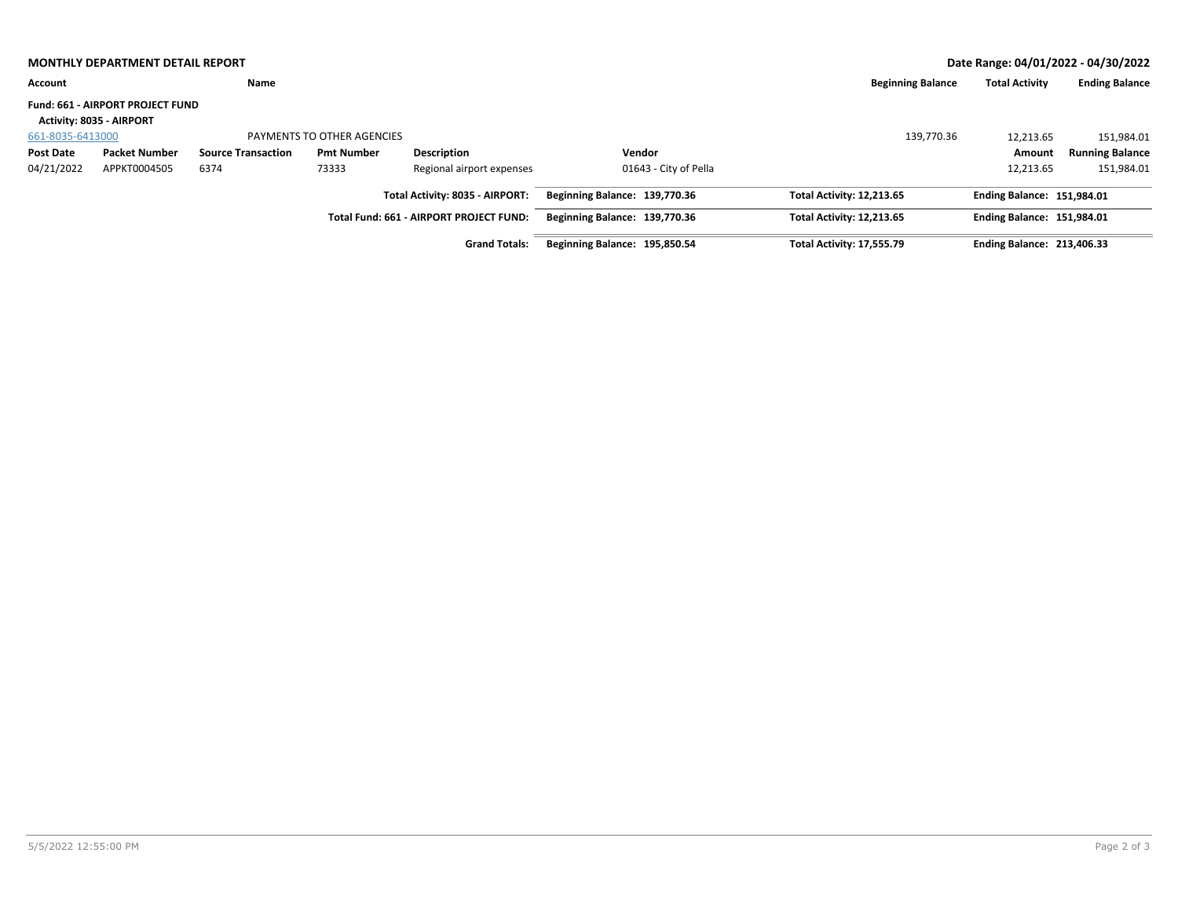**MONTHLY DEPARTMENT DETAIL REPORT** **Date Range: 04/01/2022 - 04/30/2022**

| Account | | Name | | | | Beginning Balance | Total Activity | Ending Balance |
|---|---|---|---|---|---|---|---|---|
| **Fund: 661 - AIRPORT PROJECT FUND** | | | | | | | | |
| **Activity: 8035 - AIRPORT** | | | | | | | | |
| 661-8035-6413000 | | PAYMENTS TO OTHER AGENCIES | | | | 139,770.36 | 12,213.65 | 151,984.01 |
| **Post Date** | **Packet Number** | **Source Transaction** | **Pmt Number** | **Description** | **Vendor** | | **Amount** | **Running Balance** |
| 04/21/2022 | APPKT0004505 | 6374 | 73333 | Regional airport expenses | 01643 - City of Pella | | 12,213.65 | 151,984.01 |

| | | | |
|---|---|---|---|
| **Total Activity: 8035 - AIRPORT:** | **Beginning Balance: 139,770.36** | **Total Activity: 12,213.65** | **Ending Balance: 151,984.01** |
| **Total Fund: 661 - AIRPORT PROJECT FUND:** | **Beginning Balance: 139,770.36** | **Total Activity: 12,213.65** | **Ending Balance: 151,984.01** |
| **Grand Totals:** | **Beginning Balance: 195,850.54** | **Total Activity: 17,555.79** | **Ending Balance: 213,406.33** |

5/5/2022 12:55:00 PM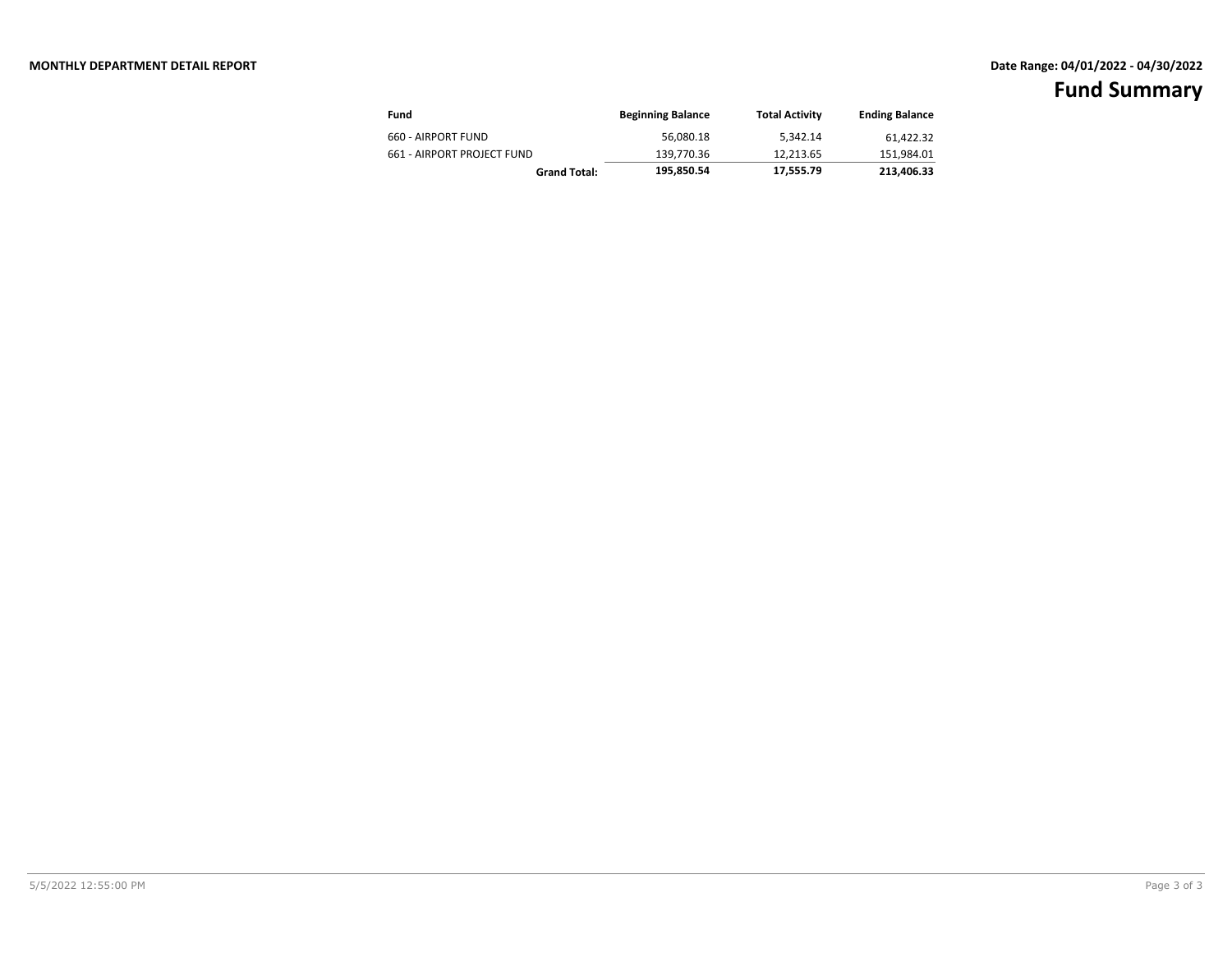**MONTHLY DEPARTMENT DETAIL REPORT**

**Date Range: 04/01/2022 - 04/30/2022**

# Fund Summary

| Fund | Beginning Balance | Total Activity | Ending Balance |
|---|---|---|---|
| 660 - AIRPORT FUND | 56,080.18 | 5,342.14 | 61,422.32 |
| 661 - AIRPORT PROJECT FUND | 139,770.36 | 12,213.65 | 151,984.01 |
| **Grand Total:** | **195,850.54** | **17,555.79** | **213,406.33** |

5/5/2022 12:55:00 PM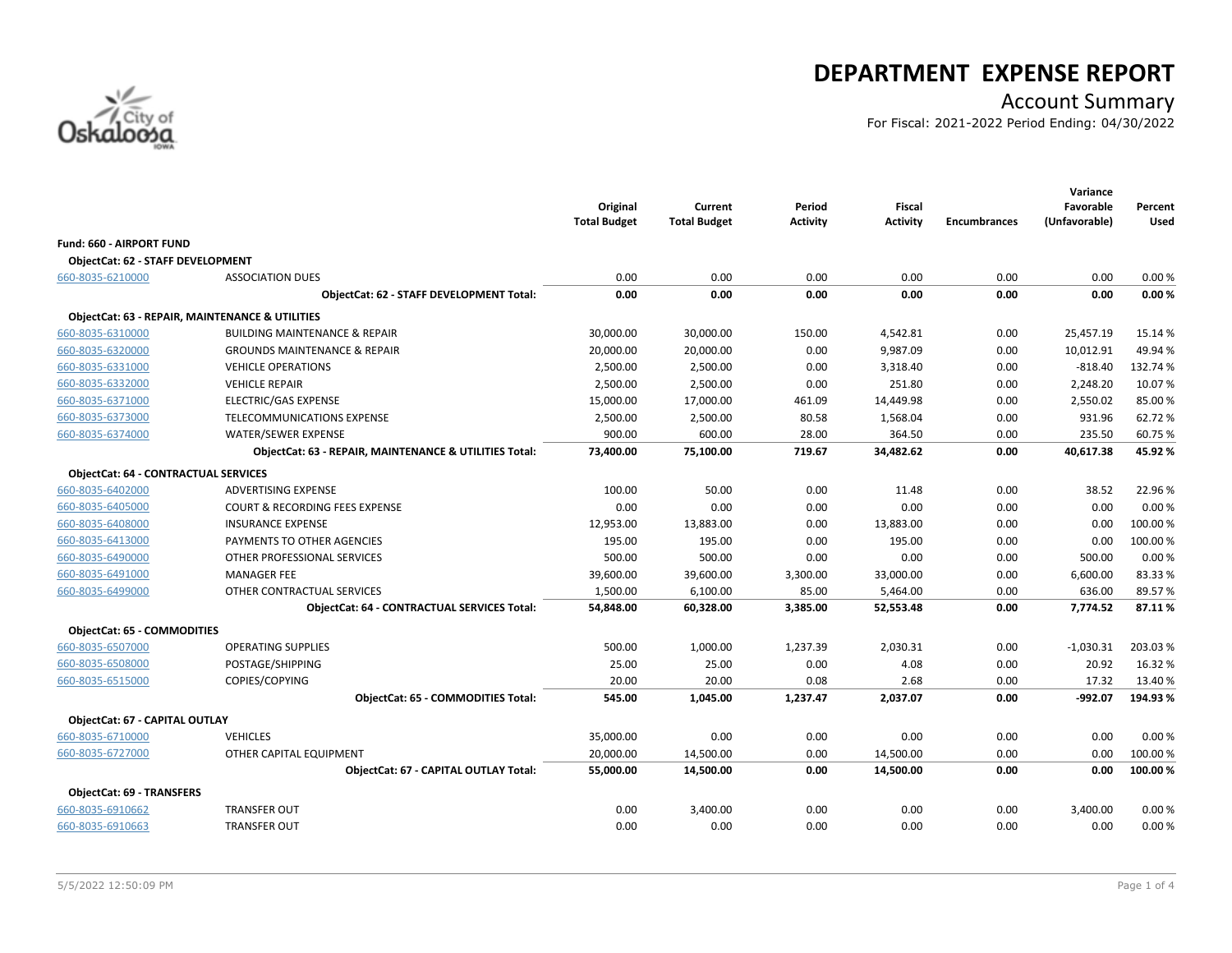# DEPARTMENT EXPENSE REPORT

## Account Summary

For Fiscal: 2021-2022 Period Ending: 04/30/2022

| | | Original Total Budget | Current Total Budget | Period Activity | Fiscal Activity | Encumbrances | Variance Favorable (Unfavorable) | Percent Used |
|---|---|---|---|---|---|---|---|---|
| **Fund: 660 - AIRPORT FUND** | | | | | | | | |
| **ObjectCat: 62 - STAFF DEVELOPMENT** | | | | | | | | |
| 660-8035-6210000 | ASSOCIATION DUES | 0.00 | 0.00 | 0.00 | 0.00 | 0.00 | 0.00 | 0.00 % |
| | **ObjectCat: 62 - STAFF DEVELOPMENT Total:** | **0.00** | **0.00** | **0.00** | **0.00** | **0.00** | **0.00** | **0.00 %** |
| **ObjectCat: 63 - REPAIR, MAINTENANCE & UTILITIES** | | | | | | | | |
| 660-8035-6310000 | BUILDING MAINTENANCE & REPAIR | 30,000.00 | 30,000.00 | 150.00 | 4,542.81 | 0.00 | 25,457.19 | 15.14 % |
| 660-8035-6320000 | GROUNDS MAINTENANCE & REPAIR | 20,000.00 | 20,000.00 | 0.00 | 9,987.09 | 0.00 | 10,012.91 | 49.94 % |
| 660-8035-6331000 | VEHICLE OPERATIONS | 2,500.00 | 2,500.00 | 0.00 | 3,318.40 | 0.00 | -818.40 | 132.74 % |
| 660-8035-6332000 | VEHICLE REPAIR | 2,500.00 | 2,500.00 | 0.00 | 251.80 | 0.00 | 2,248.20 | 10.07 % |
| 660-8035-6371000 | ELECTRIC/GAS EXPENSE | 15,000.00 | 17,000.00 | 461.09 | 14,449.98 | 0.00 | 2,550.02 | 85.00 % |
| 660-8035-6373000 | TELECOMMUNICATIONS EXPENSE | 2,500.00 | 2,500.00 | 80.58 | 1,568.04 | 0.00 | 931.96 | 62.72 % |
| 660-8035-6374000 | WATER/SEWER EXPENSE | 900.00 | 600.00 | 28.00 | 364.50 | 0.00 | 235.50 | 60.75 % |
| | **ObjectCat: 63 - REPAIR, MAINTENANCE & UTILITIES Total:** | **73,400.00** | **75,100.00** | **719.67** | **34,482.62** | **0.00** | **40,617.38** | **45.92 %** |
| **ObjectCat: 64 - CONTRACTUAL SERVICES** | | | | | | | | |
| 660-8035-6402000 | ADVERTISING EXPENSE | 100.00 | 50.00 | 0.00 | 11.48 | 0.00 | 38.52 | 22.96 % |
| 660-8035-6405000 | COURT & RECORDING FEES EXPENSE | 0.00 | 0.00 | 0.00 | 0.00 | 0.00 | 0.00 | 0.00 % |
| 660-8035-6408000 | INSURANCE EXPENSE | 12,953.00 | 13,883.00 | 0.00 | 13,883.00 | 0.00 | 0.00 | 100.00 % |
| 660-8035-6413000 | PAYMENTS TO OTHER AGENCIES | 195.00 | 195.00 | 0.00 | 195.00 | 0.00 | 0.00 | 100.00 % |
| 660-8035-6490000 | OTHER PROFESSIONAL SERVICES | 500.00 | 500.00 | 0.00 | 0.00 | 0.00 | 500.00 | 0.00 % |
| 660-8035-6491000 | MANAGER FEE | 39,600.00 | 39,600.00 | 3,300.00 | 33,000.00 | 0.00 | 6,600.00 | 83.33 % |
| 660-8035-6499000 | OTHER CONTRACTUAL SERVICES | 1,500.00 | 6,100.00 | 85.00 | 5,464.00 | 0.00 | 636.00 | 89.57 % |
| | **ObjectCat: 64 - CONTRACTUAL SERVICES Total:** | **54,848.00** | **60,328.00** | **3,385.00** | **52,553.48** | **0.00** | **7,774.52** | **87.11 %** |
| **ObjectCat: 65 - COMMODITIES** | | | | | | | | |
| 660-8035-6507000 | OPERATING SUPPLIES | 500.00 | 1,000.00 | 1,237.39 | 2,030.31 | 0.00 | -1,030.31 | 203.03 % |
| 660-8035-6508000 | POSTAGE/SHIPPING | 25.00 | 25.00 | 0.00 | 4.08 | 0.00 | 20.92 | 16.32 % |
| 660-8035-6515000 | COPIES/COPYING | 20.00 | 20.00 | 0.08 | 2.68 | 0.00 | 17.32 | 13.40 % |
| | **ObjectCat: 65 - COMMODITIES Total:** | **545.00** | **1,045.00** | **1,237.47** | **2,037.07** | **0.00** | **-992.07** | **194.93 %** |
| **ObjectCat: 67 - CAPITAL OUTLAY** | | | | | | | | |
| 660-8035-6710000 | VEHICLES | 35,000.00 | 0.00 | 0.00 | 0.00 | 0.00 | 0.00 | 0.00 % |
| 660-8035-6727000 | OTHER CAPITAL EQUIPMENT | 20,000.00 | 14,500.00 | 0.00 | 14,500.00 | 0.00 | 0.00 | 100.00 % |
| | **ObjectCat: 67 - CAPITAL OUTLAY Total:** | **55,000.00** | **14,500.00** | **0.00** | **14,500.00** | **0.00** | **0.00** | **100.00 %** |
| **ObjectCat: 69 - TRANSFERS** | | | | | | | | |
| 660-8035-6910662 | TRANSFER OUT | 0.00 | 3,400.00 | 0.00 | 0.00 | 0.00 | 3,400.00 | 0.00 % |
| 660-8035-6910663 | TRANSFER OUT | 0.00 | 0.00 | 0.00 | 0.00 | 0.00 | 0.00 | 0.00 % |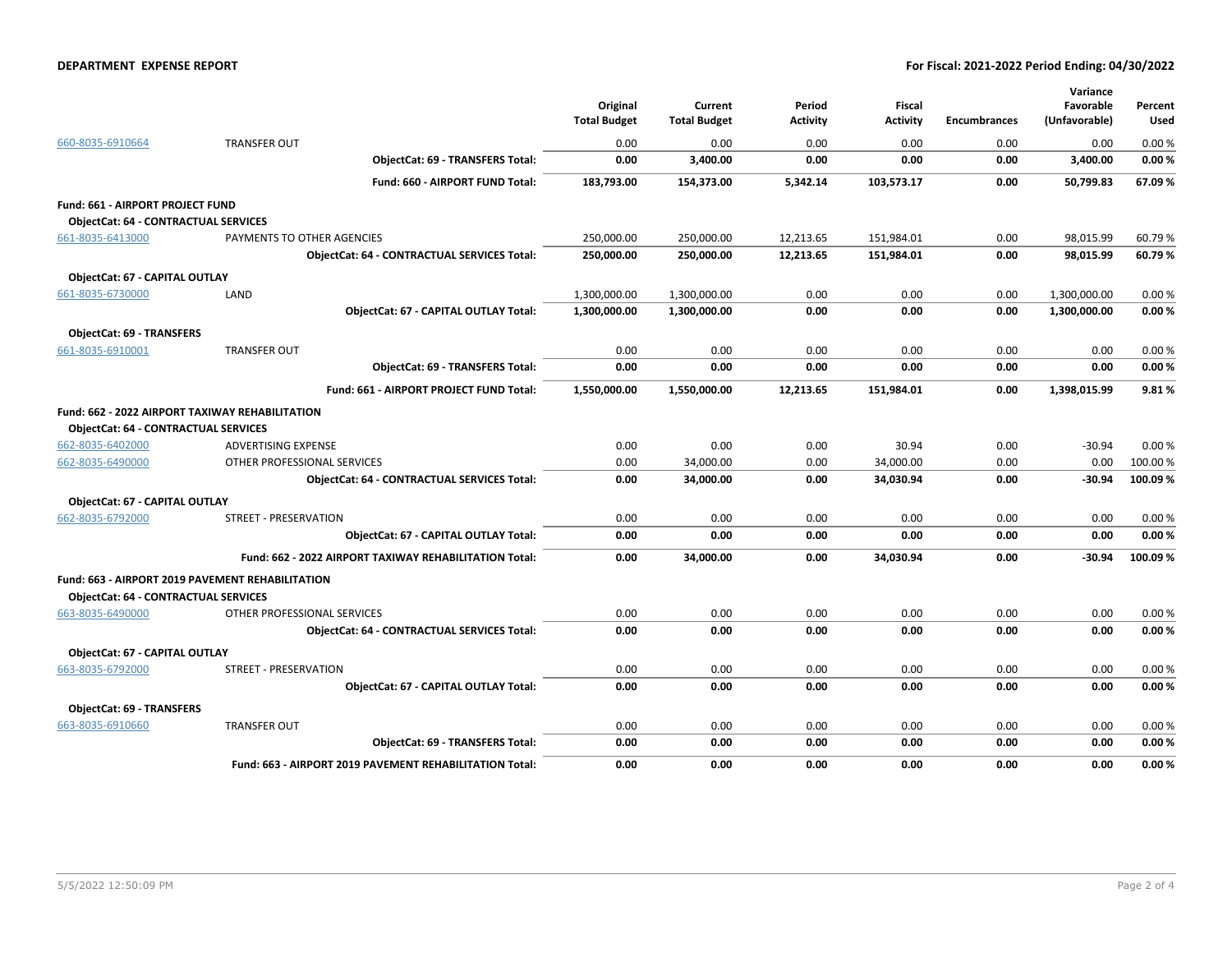| | | Original Total Budget | Current Total Budget | Period Activity | Fiscal Activity | Encumbrances | Variance Favorable (Unfavorable) | Percent Used |
|---|---|---|---|---|---|---|---|---|
| 660-8035-6910664 | TRANSFER OUT | 0.00 | 0.00 | 0.00 | 0.00 | 0.00 | 0.00 | 0.00 % |
| | **ObjectCat: 69 - TRANSFERS Total:** | **0.00** | **3,400.00** | **0.00** | **0.00** | **0.00** | **3,400.00** | **0.00 %** |
| | **Fund: 660 - AIRPORT FUND Total:** | **183,793.00** | **154,373.00** | **5,342.14** | **103,573.17** | **0.00** | **50,799.83** | **67.09 %** |
| **Fund: 661 - AIRPORT PROJECT FUND** | | | | | | | | |
| **ObjectCat: 64 - CONTRACTUAL SERVICES** | | | | | | | | |
| 661-8035-6413000 | PAYMENTS TO OTHER AGENCIES | 250,000.00 | 250,000.00 | 12,213.65 | 151,984.01 | 0.00 | 98,015.99 | 60.79 % |
| | **ObjectCat: 64 - CONTRACTUAL SERVICES Total:** | **250,000.00** | **250,000.00** | **12,213.65** | **151,984.01** | **0.00** | **98,015.99** | **60.79 %** |
| **ObjectCat: 67 - CAPITAL OUTLAY** | | | | | | | | |
| 661-8035-6730000 | LAND | 1,300,000.00 | 1,300,000.00 | 0.00 | 0.00 | 0.00 | 1,300,000.00 | 0.00 % |
| | **ObjectCat: 67 - CAPITAL OUTLAY Total:** | **1,300,000.00** | **1,300,000.00** | **0.00** | **0.00** | **0.00** | **1,300,000.00** | **0.00 %** |
| **ObjectCat: 69 - TRANSFERS** | | | | | | | | |
| 661-8035-6910001 | TRANSFER OUT | 0.00 | 0.00 | 0.00 | 0.00 | 0.00 | 0.00 | 0.00 % |
| | **ObjectCat: 69 - TRANSFERS Total:** | **0.00** | **0.00** | **0.00** | **0.00** | **0.00** | **0.00** | **0.00 %** |
| | **Fund: 661 - AIRPORT PROJECT FUND Total:** | **1,550,000.00** | **1,550,000.00** | **12,213.65** | **151,984.01** | **0.00** | **1,398,015.99** | **9.81 %** |
| **Fund: 662 - 2022 AIRPORT TAXIWAY REHABILITATION** | | | | | | | | |
| **ObjectCat: 64 - CONTRACTUAL SERVICES** | | | | | | | | |
| 662-8035-6402000 | ADVERTISING EXPENSE | 0.00 | 0.00 | 0.00 | 30.94 | 0.00 | -30.94 | 0.00 % |
| 662-8035-6490000 | OTHER PROFESSIONAL SERVICES | 0.00 | 34,000.00 | 0.00 | 34,000.00 | 0.00 | 0.00 | 100.00 % |
| | **ObjectCat: 64 - CONTRACTUAL SERVICES Total:** | **0.00** | **34,000.00** | **0.00** | **34,030.94** | **0.00** | **-30.94** | **100.09 %** |
| **ObjectCat: 67 - CAPITAL OUTLAY** | | | | | | | | |
| 662-8035-6792000 | STREET - PRESERVATION | 0.00 | 0.00 | 0.00 | 0.00 | 0.00 | 0.00 | 0.00 % |
| | **ObjectCat: 67 - CAPITAL OUTLAY Total:** | **0.00** | **0.00** | **0.00** | **0.00** | **0.00** | **0.00** | **0.00 %** |
| | **Fund: 662 - 2022 AIRPORT TAXIWAY REHABILITATION Total:** | **0.00** | **34,000.00** | **0.00** | **34,030.94** | **0.00** | **-30.94** | **100.09 %** |
| **Fund: 663 - AIRPORT 2019 PAVEMENT REHABILITATION** | | | | | | | | |
| **ObjectCat: 64 - CONTRACTUAL SERVICES** | | | | | | | | |
| 663-8035-6490000 | OTHER PROFESSIONAL SERVICES | 0.00 | 0.00 | 0.00 | 0.00 | 0.00 | 0.00 | 0.00 % |
| | **ObjectCat: 64 - CONTRACTUAL SERVICES Total:** | **0.00** | **0.00** | **0.00** | **0.00** | **0.00** | **0.00** | **0.00 %** |
| **ObjectCat: 67 - CAPITAL OUTLAY** | | | | | | | | |
| 663-8035-6792000 | STREET - PRESERVATION | 0.00 | 0.00 | 0.00 | 0.00 | 0.00 | 0.00 | 0.00 % |
| | **ObjectCat: 67 - CAPITAL OUTLAY Total:** | **0.00** | **0.00** | **0.00** | **0.00** | **0.00** | **0.00** | **0.00 %** |
| **ObjectCat: 69 - TRANSFERS** | | | | | | | | |
| 663-8035-6910660 | TRANSFER OUT | 0.00 | 0.00 | 0.00 | 0.00 | 0.00 | 0.00 | 0.00 % |
| | **ObjectCat: 69 - TRANSFERS Total:** | **0.00** | **0.00** | **0.00** | **0.00** | **0.00** | **0.00** | **0.00 %** |
| | **Fund: 663 - AIRPORT 2019 PAVEMENT REHABILITATION Total:** | **0.00** | **0.00** | **0.00** | **0.00** | **0.00** | **0.00** | **0.00 %** |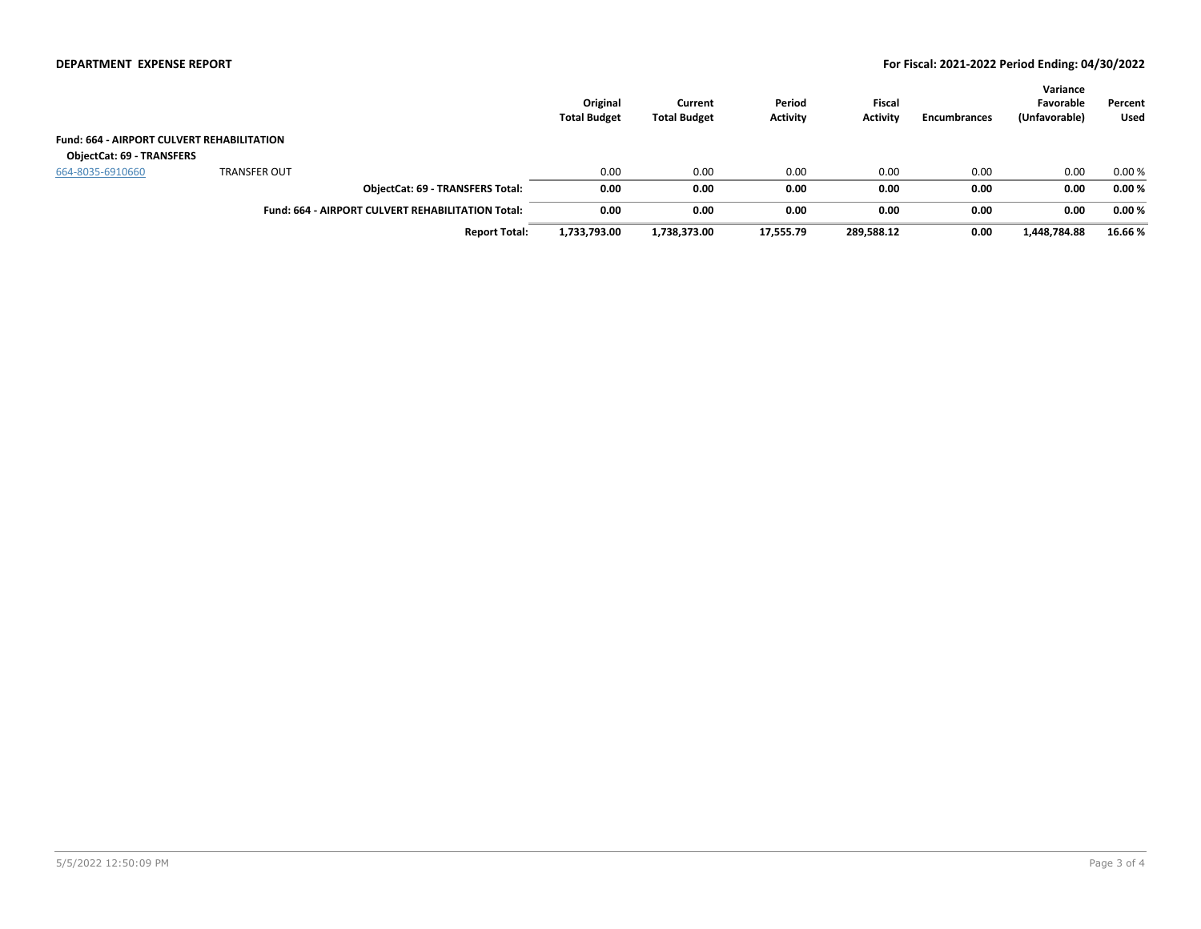**DEPARTMENT EXPENSE REPORT**

**For Fiscal: 2021-2022 Period Ending: 04/30/2022**

| | | Original Total Budget | Current Total Budget | Period Activity | Fiscal Activity | Encumbrances | Variance Favorable (Unfavorable) | Percent Used |
|---|---|---|---|---|---|---|---|---|
| **Fund: 664 - AIRPORT CULVERT REHABILITATION** | | | | | | | | |
| **ObjectCat: 69 - TRANSFERS** | | | | | | | | |
| 664-8035-6910660 | TRANSFER OUT | 0.00 | 0.00 | 0.00 | 0.00 | 0.00 | 0.00 | 0.00 % |
| | **ObjectCat: 69 - TRANSFERS Total:** | **0.00** | **0.00** | **0.00** | **0.00** | **0.00** | **0.00** | **0.00 %** |
| | **Fund: 664 - AIRPORT CULVERT REHABILITATION Total:** | **0.00** | **0.00** | **0.00** | **0.00** | **0.00** | **0.00** | **0.00 %** |
| | **Report Total:** | **1,733,793.00** | **1,738,373.00** | **17,555.79** | **289,588.12** | **0.00** | **1,448,784.88** | **16.66 %** |

5/5/2022 12:50:09 PM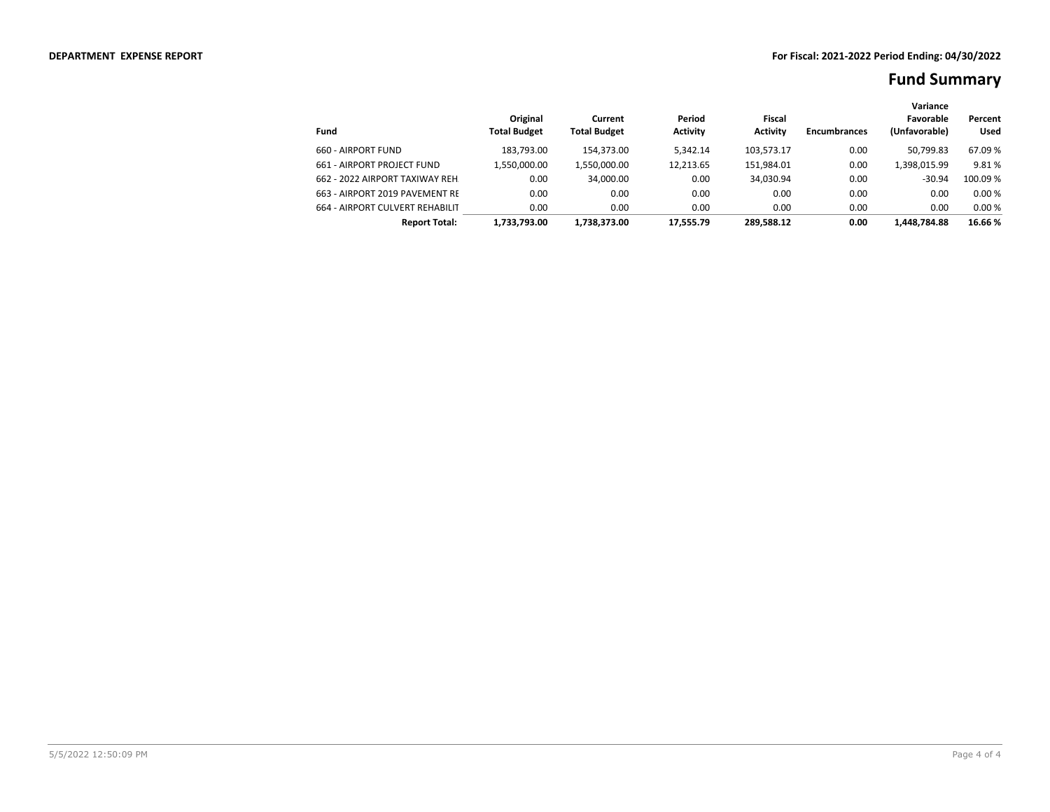**DEPARTMENT EXPENSE REPORT** **For Fiscal: 2021-2022 Period Ending: 04/30/2022**

# Fund Summary

| Fund | Original Total Budget | Current Total Budget | Period Activity | Fiscal Activity | Encumbrances | Variance Favorable (Unfavorable) | Percent Used |
|---|---|---|---|---|---|---|---|
| 660 - AIRPORT FUND | 183,793.00 | 154,373.00 | 5,342.14 | 103,573.17 | 0.00 | 50,799.83 | 67.09 % |
| 661 - AIRPORT PROJECT FUND | 1,550,000.00 | 1,550,000.00 | 12,213.65 | 151,984.01 | 0.00 | 1,398,015.99 | 9.81 % |
| 662 - 2022 AIRPORT TAXIWAY REH | 0.00 | 34,000.00 | 0.00 | 34,030.94 | 0.00 | -30.94 | 100.09 % |
| 663 - AIRPORT 2019 PAVEMENT RE | 0.00 | 0.00 | 0.00 | 0.00 | 0.00 | 0.00 | 0.00 % |
| 664 - AIRPORT CULVERT REHABILIT | 0.00 | 0.00 | 0.00 | 0.00 | 0.00 | 0.00 | 0.00 % |
| **Report Total:** | **1,733,793.00** | **1,738,373.00** | **17,555.79** | **289,588.12** | **0.00** | **1,448,784.88** | **16.66 %** |

5/5/2022 12:50:09 PM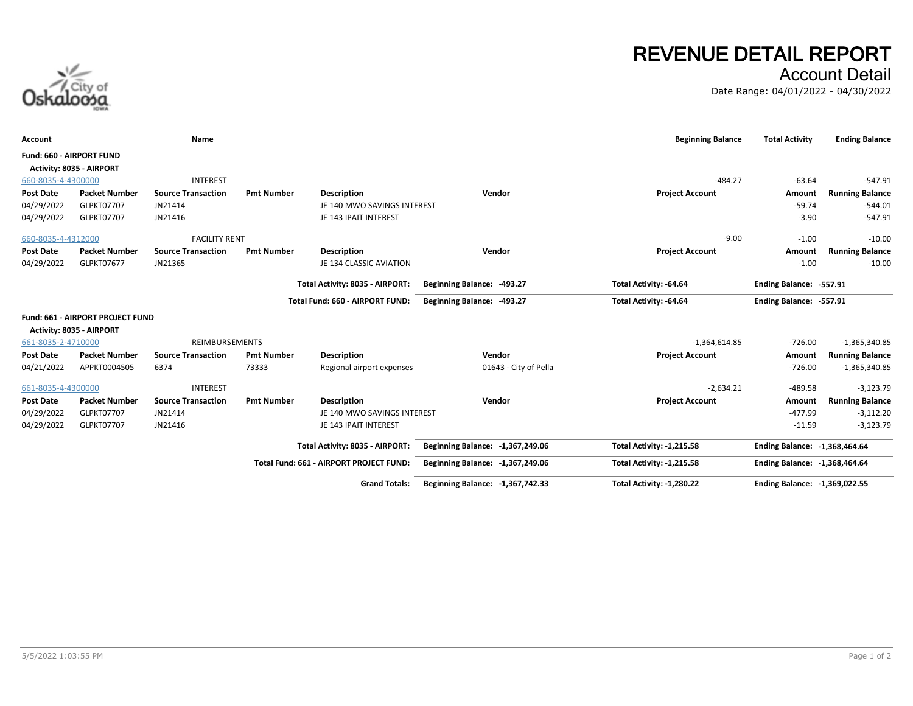# REVENUE DETAIL REPORT

## Account Detail

Date Range: 04/01/2022 - 04/30/2022

| Account | | Name | | | | | Beginning Balance | Total Activity | Ending Balance |
|---|---|---|---|---|---|---|---|---|---|
| **Fund: 660 - AIRPORT FUND** | | | | | | | | | |
| **Activity: 8035 - AIRPORT** | | | | | | | | | |
| 660-8035-4-4300000 | | INTEREST | | | | | -484.27 | -63.64 | -547.91 |
| **Post Date** | **Packet Number** | **Source Transaction** | **Pmt Number** | **Description** | **Vendor** | **Project Account** | | **Amount** | **Running Balance** |
| 04/29/2022 | GLPKT07707 | JN21414 | | JE 140 MWO SAVINGS INTEREST | | | | -59.74 | -544.01 |
| 04/29/2022 | GLPKT07707 | JN21416 | | JE 143 IPAIT INTEREST | | | | -3.90 | -547.91 |
| 660-8035-4-4312000 | | FACILITY RENT | | | | | -9.00 | -1.00 | -10.00 |
| **Post Date** | **Packet Number** | **Source Transaction** | **Pmt Number** | **Description** | **Vendor** | **Project Account** | | **Amount** | **Running Balance** |
| 04/29/2022 | GLPKT07677 | JN21365 | | JE 134 CLASSIC AVIATION | | | | -1.00 | -10.00 |
| | | | | **Total Activity: 8035 - AIRPORT:** | **Beginning Balance: -493.27** | **Total Activity: -64.64** | | **Ending Balance: -557.91** | |
| | | | | **Total Fund: 660 - AIRPORT FUND:** | **Beginning Balance: -493.27** | **Total Activity: -64.64** | | **Ending Balance: -557.91** | |
| **Fund: 661 - AIRPORT PROJECT FUND** | | | | | | | | | |
| **Activity: 8035 - AIRPORT** | | | | | | | | | |
| 661-8035-2-4710000 | | REIMBURSEMENTS | | | | | -1,364,614.85 | -726.00 | -1,365,340.85 |
| **Post Date** | **Packet Number** | **Source Transaction** | **Pmt Number** | **Description** | **Vendor** | **Project Account** | | **Amount** | **Running Balance** |
| 04/21/2022 | APPKT0004505 | 6374 | 73333 | Regional airport expenses | 01643 - City of Pella | | | -726.00 | -1,365,340.85 |
| 661-8035-4-4300000 | | INTEREST | | | | | -2,634.21 | -489.58 | -3,123.79 |
| **Post Date** | **Packet Number** | **Source Transaction** | **Pmt Number** | **Description** | **Vendor** | **Project Account** | | **Amount** | **Running Balance** |
| 04/29/2022 | GLPKT07707 | JN21414 | | JE 140 MWO SAVINGS INTEREST | | | | -477.99 | -3,112.20 |
| 04/29/2022 | GLPKT07707 | JN21416 | | JE 143 IPAIT INTEREST | | | | -11.59 | -3,123.79 |
| | | | | **Total Activity: 8035 - AIRPORT:** | **Beginning Balance: -1,367,249.06** | **Total Activity: -1,215.58** | | **Ending Balance: -1,368,464.64** | |
| | | | | **Total Fund: 661 - AIRPORT PROJECT FUND:** | **Beginning Balance: -1,367,249.06** | **Total Activity: -1,215.58** | | **Ending Balance: -1,368,464.64** | |
| | | | | **Grand Totals:** | **Beginning Balance: -1,367,742.33** | **Total Activity: -1,280.22** | | **Ending Balance: -1,369,022.55** | |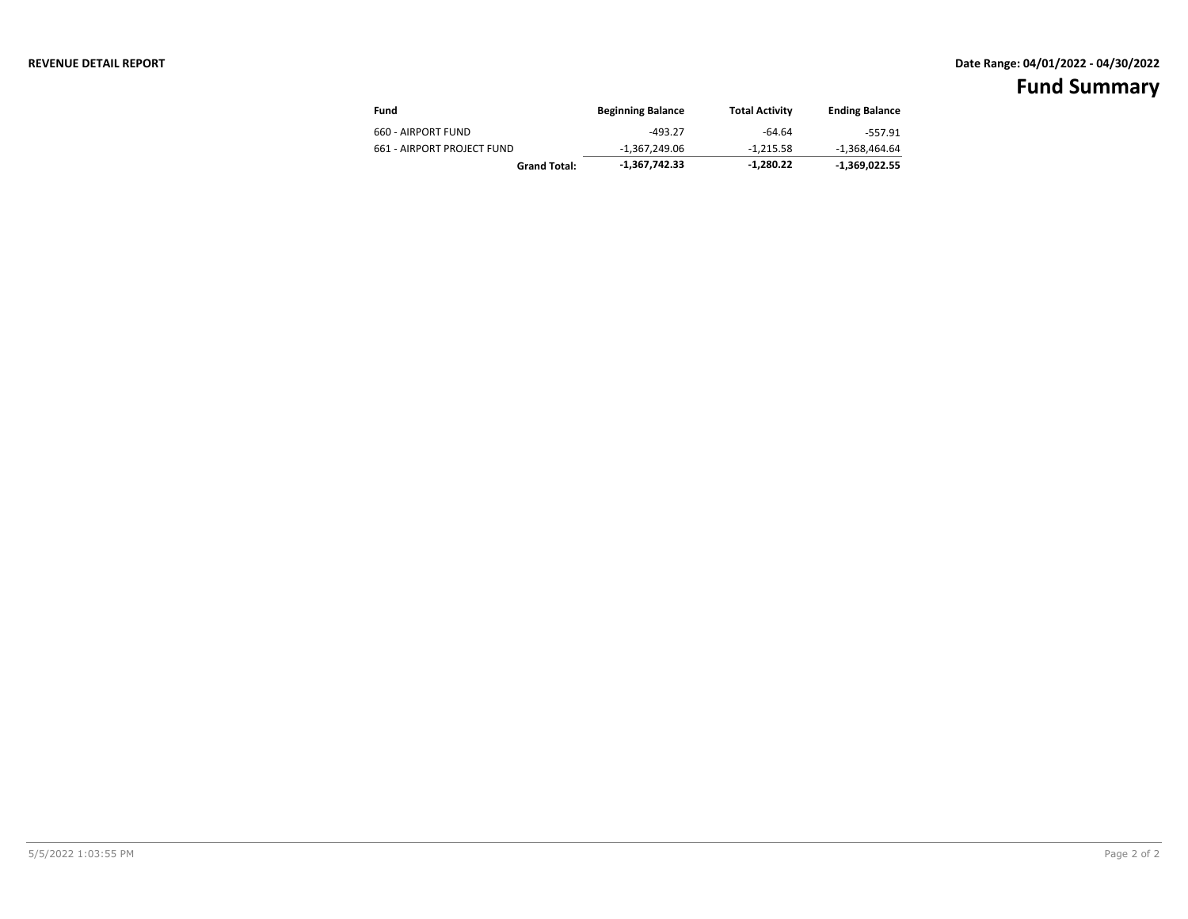**REVENUE DETAIL REPORT**

**Date Range: 04/01/2022 - 04/30/2022**

# Fund Summary

| Fund | Beginning Balance | Total Activity | Ending Balance |
|---|---|---|---|
| 660 - AIRPORT FUND | -493.27 | -64.64 | -557.91 |
| 661 - AIRPORT PROJECT FUND | -1,367,249.06 | -1,215.58 | -1,368,464.64 |
| **Grand Total:** | **-1,367,742.33** | **-1,280.22** | **-1,369,022.55** |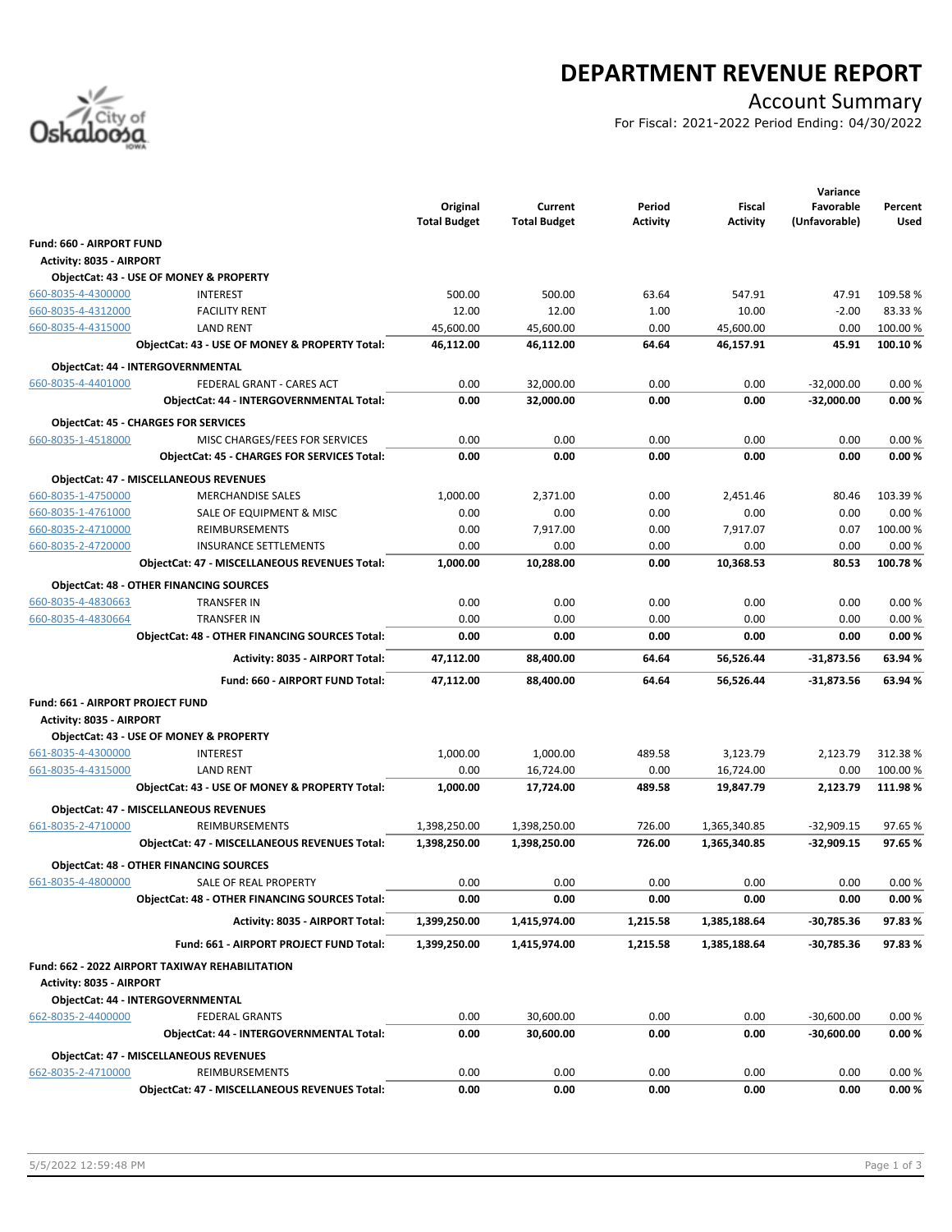# DEPARTMENT REVENUE REPORT

## Account Summary

For Fiscal: 2021-2022 Period Ending: 04/30/2022

| | | Original Total Budget | Current Total Budget | Period Activity | Fiscal Activity | Variance Favorable (Unfavorable) | Percent Used |
|---|---|---|---|---|---|---|---|
| **Fund: 660 - AIRPORT FUND** | | | | | | | |
| **Activity: 8035 - AIRPORT** | | | | | | | |
| **ObjectCat: 43 - USE OF MONEY & PROPERTY** | | | | | | | |
| 660-8035-4-4300000 | INTEREST | 500.00 | 500.00 | 63.64 | 547.91 | 47.91 | 109.58 % |
| 660-8035-4-4312000 | FACILITY RENT | 12.00 | 12.00 | 1.00 | 10.00 | -2.00 | 83.33 % |
| 660-8035-4-4315000 | LAND RENT | 45,600.00 | 45,600.00 | 0.00 | 45,600.00 | 0.00 | 100.00 % |
| | **ObjectCat: 43 - USE OF MONEY & PROPERTY Total:** | **46,112.00** | **46,112.00** | **64.64** | **46,157.91** | **45.91** | **100.10 %** |
| **ObjectCat: 44 - INTERGOVERNMENTAL** | | | | | | | |
| 660-8035-4-4401000 | FEDERAL GRANT - CARES ACT | 0.00 | 32,000.00 | 0.00 | 0.00 | -32,000.00 | 0.00 % |
| | **ObjectCat: 44 - INTERGOVERNMENTAL Total:** | **0.00** | **32,000.00** | **0.00** | **0.00** | **-32,000.00** | **0.00 %** |
| **ObjectCat: 45 - CHARGES FOR SERVICES** | | | | | | | |
| 660-8035-1-4518000 | MISC CHARGES/FEES FOR SERVICES | 0.00 | 0.00 | 0.00 | 0.00 | 0.00 | 0.00 % |
| | **ObjectCat: 45 - CHARGES FOR SERVICES Total:** | **0.00** | **0.00** | **0.00** | **0.00** | **0.00** | **0.00 %** |
| **ObjectCat: 47 - MISCELLANEOUS REVENUES** | | | | | | | |
| 660-8035-1-4750000 | MERCHANDISE SALES | 1,000.00 | 2,371.00 | 0.00 | 2,451.46 | 80.46 | 103.39 % |
| 660-8035-1-4761000 | SALE OF EQUIPMENT & MISC | 0.00 | 0.00 | 0.00 | 0.00 | 0.00 | 0.00 % |
| 660-8035-2-4710000 | REIMBURSEMENTS | 0.00 | 7,917.00 | 0.00 | 7,917.07 | 0.07 | 100.00 % |
| 660-8035-2-4720000 | INSURANCE SETTLEMENTS | 0.00 | 0.00 | 0.00 | 0.00 | 0.00 | 0.00 % |
| | **ObjectCat: 47 - MISCELLANEOUS REVENUES Total:** | **1,000.00** | **10,288.00** | **0.00** | **10,368.53** | **80.53** | **100.78 %** |
| **ObjectCat: 48 - OTHER FINANCING SOURCES** | | | | | | | |
| 660-8035-4-4830663 | TRANSFER IN | 0.00 | 0.00 | 0.00 | 0.00 | 0.00 | 0.00 % |
| 660-8035-4-4830664 | TRANSFER IN | 0.00 | 0.00 | 0.00 | 0.00 | 0.00 | 0.00 % |
| | **ObjectCat: 48 - OTHER FINANCING SOURCES Total:** | **0.00** | **0.00** | **0.00** | **0.00** | **0.00** | **0.00 %** |
| | **Activity: 8035 - AIRPORT Total:** | **47,112.00** | **88,400.00** | **64.64** | **56,526.44** | **-31,873.56** | **63.94 %** |
| | **Fund: 660 - AIRPORT FUND Total:** | **47,112.00** | **88,400.00** | **64.64** | **56,526.44** | **-31,873.56** | **63.94 %** |
| **Fund: 661 - AIRPORT PROJECT FUND** | | | | | | | |
| **Activity: 8035 - AIRPORT** | | | | | | | |
| **ObjectCat: 43 - USE OF MONEY & PROPERTY** | | | | | | | |
| 661-8035-4-4300000 | INTEREST | 1,000.00 | 1,000.00 | 489.58 | 3,123.79 | 2,123.79 | 312.38 % |
| 661-8035-4-4315000 | LAND RENT | 0.00 | 16,724.00 | 0.00 | 16,724.00 | 0.00 | 100.00 % |
| | **ObjectCat: 43 - USE OF MONEY & PROPERTY Total:** | **1,000.00** | **17,724.00** | **489.58** | **19,847.79** | **2,123.79** | **111.98 %** |
| **ObjectCat: 47 - MISCELLANEOUS REVENUES** | | | | | | | |
| 661-8035-2-4710000 | REIMBURSEMENTS | 1,398,250.00 | 1,398,250.00 | 726.00 | 1,365,340.85 | -32,909.15 | 97.65 % |
| | **ObjectCat: 47 - MISCELLANEOUS REVENUES Total:** | **1,398,250.00** | **1,398,250.00** | **726.00** | **1,365,340.85** | **-32,909.15** | **97.65 %** |
| **ObjectCat: 48 - OTHER FINANCING SOURCES** | | | | | | | |
| 661-8035-4-4800000 | SALE OF REAL PROPERTY | 0.00 | 0.00 | 0.00 | 0.00 | 0.00 | 0.00 % |
| | **ObjectCat: 48 - OTHER FINANCING SOURCES Total:** | **0.00** | **0.00** | **0.00** | **0.00** | **0.00** | **0.00 %** |
| | **Activity: 8035 - AIRPORT Total:** | **1,399,250.00** | **1,415,974.00** | **1,215.58** | **1,385,188.64** | **-30,785.36** | **97.83 %** |
| | **Fund: 661 - AIRPORT PROJECT FUND Total:** | **1,399,250.00** | **1,415,974.00** | **1,215.58** | **1,385,188.64** | **-30,785.36** | **97.83 %** |
| **Fund: 662 - 2022 AIRPORT TAXIWAY REHABILITATION** | | | | | | | |
| **Activity: 8035 - AIRPORT** | | | | | | | |
| **ObjectCat: 44 - INTERGOVERNMENTAL** | | | | | | | |
| 662-8035-2-4400000 | FEDERAL GRANTS | 0.00 | 30,600.00 | 0.00 | 0.00 | -30,600.00 | 0.00 % |
| | **ObjectCat: 44 - INTERGOVERNMENTAL Total:** | **0.00** | **30,600.00** | **0.00** | **0.00** | **-30,600.00** | **0.00 %** |
| **ObjectCat: 47 - MISCELLANEOUS REVENUES** | | | | | | | |
| 662-8035-2-4710000 | REIMBURSEMENTS | 0.00 | 0.00 | 0.00 | 0.00 | 0.00 | 0.00 % |
| | **ObjectCat: 47 - MISCELLANEOUS REVENUES Total:** | **0.00** | **0.00** | **0.00** | **0.00** | **0.00** | **0.00 %** |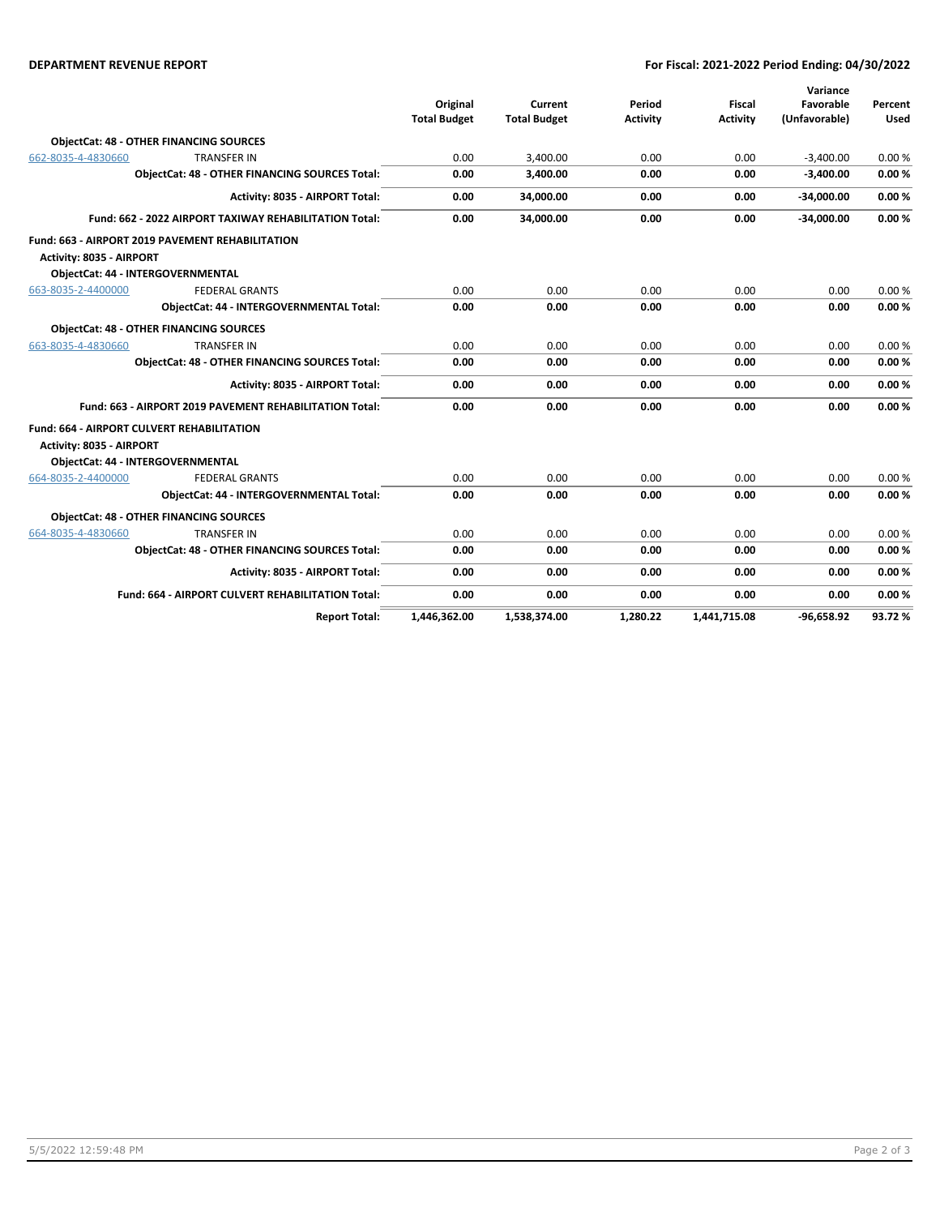**DEPARTMENT REVENUE REPORT** — **For Fiscal: 2021-2022 Period Ending: 04/30/2022**

| | | Original Total Budget | Current Total Budget | Period Activity | Fiscal Activity | Variance Favorable (Unfavorable) | Percent Used |
|---|---|---|---|---|---|---|---|
| **ObjectCat: 48 - OTHER FINANCING SOURCES** | | | | | | | |
| 662-8035-4-4830660 | TRANSFER IN | 0.00 | 3,400.00 | 0.00 | 0.00 | -3,400.00 | 0.00 % |
| | **ObjectCat: 48 - OTHER FINANCING SOURCES Total:** | **0.00** | **3,400.00** | **0.00** | **0.00** | **-3,400.00** | **0.00 %** |
| | **Activity: 8035 - AIRPORT Total:** | **0.00** | **34,000.00** | **0.00** | **0.00** | **-34,000.00** | **0.00 %** |
| | **Fund: 662 - 2022 AIRPORT TAXIWAY REHABILITATION Total:** | **0.00** | **34,000.00** | **0.00** | **0.00** | **-34,000.00** | **0.00 %** |
| **Fund: 663 - AIRPORT 2019 PAVEMENT REHABILITATION** | | | | | | | |
| **Activity: 8035 - AIRPORT** | | | | | | | |
| **ObjectCat: 44 - INTERGOVERNMENTAL** | | | | | | | |
| 663-8035-2-4400000 | FEDERAL GRANTS | 0.00 | 0.00 | 0.00 | 0.00 | 0.00 | 0.00 % |
| | **ObjectCat: 44 - INTERGOVERNMENTAL Total:** | **0.00** | **0.00** | **0.00** | **0.00** | **0.00** | **0.00 %** |
| **ObjectCat: 48 - OTHER FINANCING SOURCES** | | | | | | | |
| 663-8035-4-4830660 | TRANSFER IN | 0.00 | 0.00 | 0.00 | 0.00 | 0.00 | 0.00 % |
| | **ObjectCat: 48 - OTHER FINANCING SOURCES Total:** | **0.00** | **0.00** | **0.00** | **0.00** | **0.00** | **0.00 %** |
| | **Activity: 8035 - AIRPORT Total:** | **0.00** | **0.00** | **0.00** | **0.00** | **0.00** | **0.00 %** |
| | **Fund: 663 - AIRPORT 2019 PAVEMENT REHABILITATION Total:** | **0.00** | **0.00** | **0.00** | **0.00** | **0.00** | **0.00 %** |
| **Fund: 664 - AIRPORT CULVERT REHABILITATION** | | | | | | | |
| **Activity: 8035 - AIRPORT** | | | | | | | |
| **ObjectCat: 44 - INTERGOVERNMENTAL** | | | | | | | |
| 664-8035-2-4400000 | FEDERAL GRANTS | 0.00 | 0.00 | 0.00 | 0.00 | 0.00 | 0.00 % |
| | **ObjectCat: 44 - INTERGOVERNMENTAL Total:** | **0.00** | **0.00** | **0.00** | **0.00** | **0.00** | **0.00 %** |
| **ObjectCat: 48 - OTHER FINANCING SOURCES** | | | | | | | |
| 664-8035-4-4830660 | TRANSFER IN | 0.00 | 0.00 | 0.00 | 0.00 | 0.00 | 0.00 % |
| | **ObjectCat: 48 - OTHER FINANCING SOURCES Total:** | **0.00** | **0.00** | **0.00** | **0.00** | **0.00** | **0.00 %** |
| | **Activity: 8035 - AIRPORT Total:** | **0.00** | **0.00** | **0.00** | **0.00** | **0.00** | **0.00 %** |
| | **Fund: 664 - AIRPORT CULVERT REHABILITATION Total:** | **0.00** | **0.00** | **0.00** | **0.00** | **0.00** | **0.00 %** |
| | **Report Total:** | **1,446,362.00** | **1,538,374.00** | **1,280.22** | **1,441,715.08** | **-96,658.92** | **93.72 %** |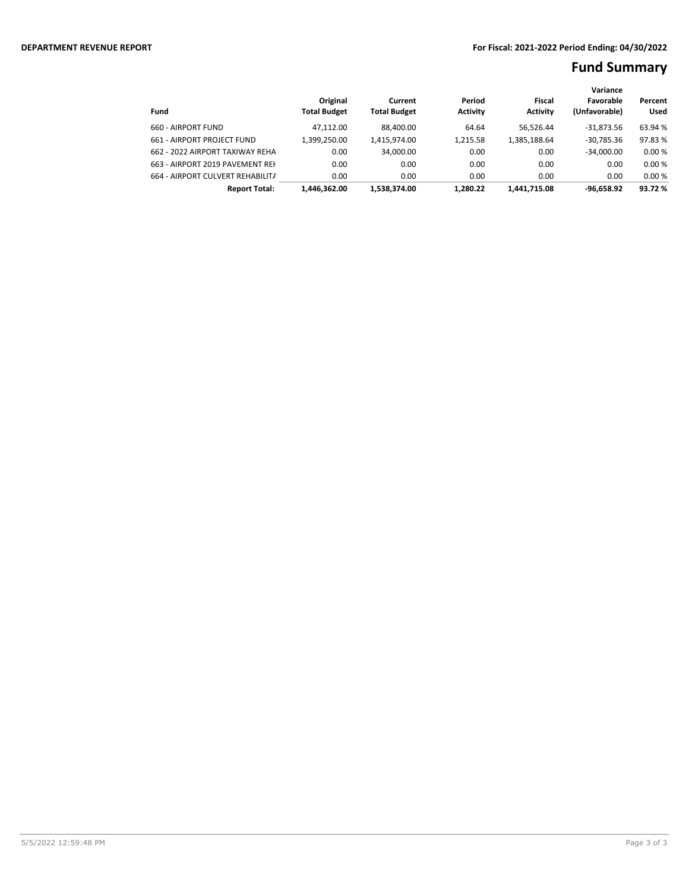**DEPARTMENT REVENUE REPORT** **For Fiscal: 2021-2022 Period Ending: 04/30/2022**

# Fund Summary

| Fund | Original Total Budget | Current Total Budget | Period Activity | Fiscal Activity | Variance Favorable (Unfavorable) | Percent Used |
|---|---|---|---|---|---|---|
| 660 - AIRPORT FUND | 47,112.00 | 88,400.00 | 64.64 | 56,526.44 | -31,873.56 | 63.94 % |
| 661 - AIRPORT PROJECT FUND | 1,399,250.00 | 1,415,974.00 | 1,215.58 | 1,385,188.64 | -30,785.36 | 97.83 % |
| 662 - 2022 AIRPORT TAXIWAY REHA | 0.00 | 34,000.00 | 0.00 | 0.00 | -34,000.00 | 0.00 % |
| 663 - AIRPORT 2019 PAVEMENT REH | 0.00 | 0.00 | 0.00 | 0.00 | 0.00 | 0.00 % |
| 664 - AIRPORT CULVERT REHABILITA | 0.00 | 0.00 | 0.00 | 0.00 | 0.00 | 0.00 % |
| **Report Total:** | **1,446,362.00** | **1,538,374.00** | **1,280.22** | **1,441,715.08** | **-96,658.92** | **93.72 %** |